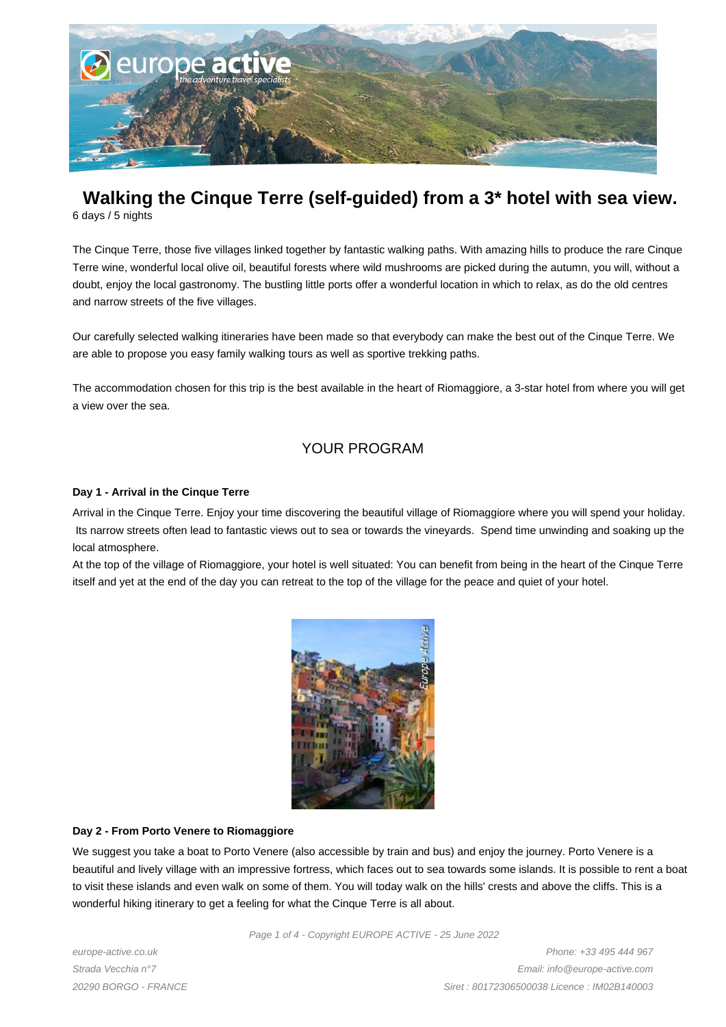# Walking the Cinque Terre (self-guided) from a 3* hotel with sea view.

6 days / 5 nights

The Cinque Terre, those five villages linked together by fantastic walking paths. With amazing hills to produce the rare Cinque Terre wine, wonderful local olive oil, beautiful forests where wild mushrooms are picked during the autumn, you will, without a doubt, enjoy the local gastronomy. The bustling little ports offer a wonderful location in which to relax, as do the old centres and narrow streets of the five villages.

Our carefully selected walking itineraries have been made so that everybody can make the best out of the Cinque Terre. We are able to propose you easy family walking tours as well as sportive trekking paths.

The accommodation chosen for this trip is the best available in the heart of Riomaggiore, a 3-star hotel from where you will get a view over the sea.

## YOUR PROGRAM

### Day 1 - Arrival in the Cinque Terre

Arrival in the Cinque Terre. Enjoy your time discovering the beautiful village of Riomaggiore where you will spend your holiday. Its narrow streets often lead to fantastic views out to sea or towards the vineyards. Spend time unwinding and soaking up the local atmosphere.

At the top of the village of Riomaggiore, your hotel is well situated: You can benefit from being in the heart of the Cinque Terre itself and yet at the end of the day you can retreat to the top of the village for the peace and quiet of your hotel.

### Day 2 - From Porto Venere to Riomaggiore

We suggest you take a boat to Porto Venere (also accessible by train and bus) and enjoy the journey. Porto Venere is a beautiful and lively village with an impressive fortress, which faces out to sea towards some islands. It is possible to rent a boat to visit these islands and even walk on some of them. You will today walk on the hills' crests and above the cliffs. This is a wonderful hiking itinerary to get a feeling for what the Cinque Terre is all about.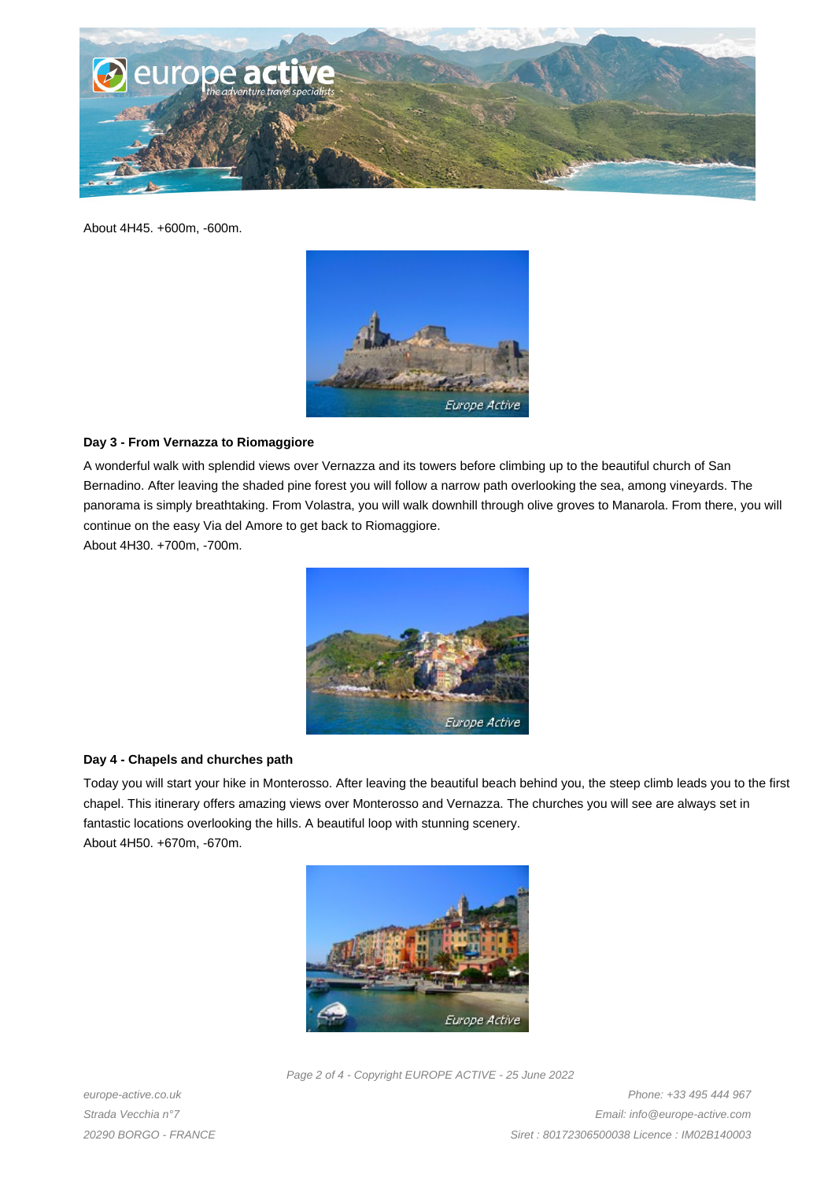About 4H45. +600m, -600m.

**Day 3 - From Vernazza to Riomaggiore**

A wonderful walk with splendid views over Vernazza and its towers before climbing up to the beautiful church of San Bernadino. After leaving the shaded pine forest you will follow a narrow path overlooking the sea, among vineyards. The panorama is simply breathtaking. From Volastra, you will walk downhill through olive groves to Manarola. From there, you will continue on the easy Via del Amore to get back to Riomaggiore.
About 4H30. +700m, -700m.

**Day 4 - Chapels and churches path**

Today you will start your hike in Monterosso. After leaving the beautiful beach behind you, the steep climb leads you to the first chapel. This itinerary offers amazing views over Monterosso and Vernazza. The churches you will see are always set in fantastic locations overlooking the hills. A beautiful loop with stunning scenery.
About 4H50. +670m, -670m.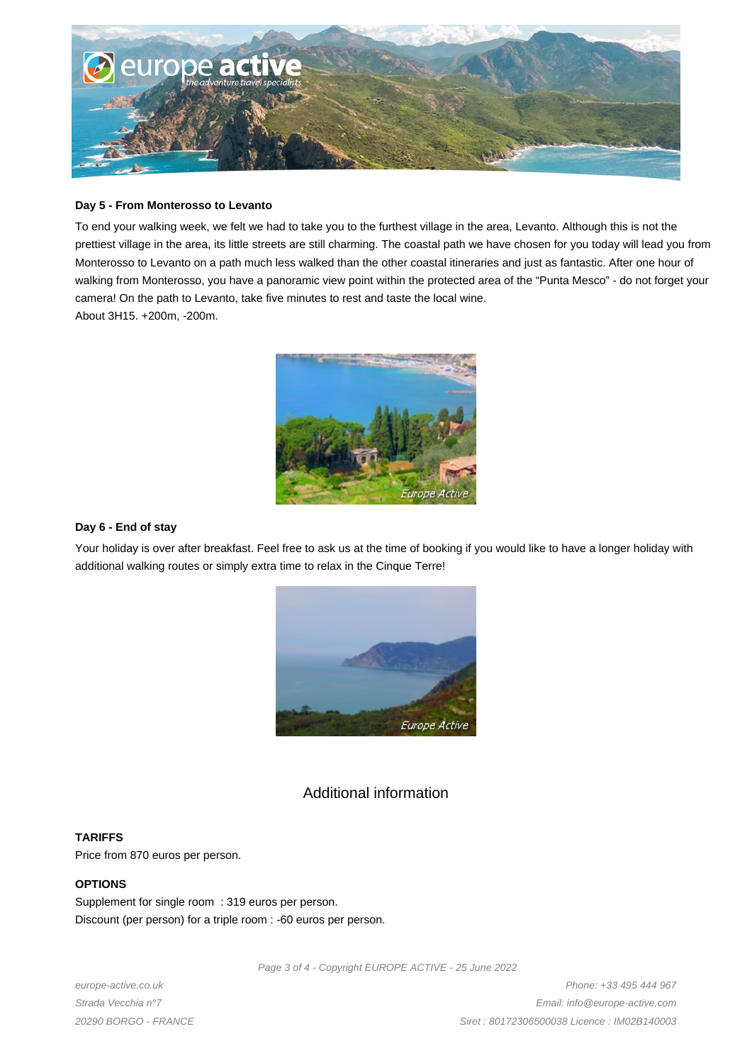**Day 5 - From Monterosso to Levanto**

To end your walking week, we felt we had to take you to the furthest village in the area, Levanto. Although this is not the prettiest village in the area, its little streets are still charming. The coastal path we have chosen for you today will lead you from Monterosso to Levanto on a path much less walked than the other coastal itineraries and just as fantastic. After one hour of walking from Monterosso, you have a panoramic view point within the protected area of the "Punta Mesco" - do not forget your camera! On the path to Levanto, take five minutes to rest and taste the local wine.
About 3H15. +200m, -200m.

**Day 6 - End of stay**

Your holiday is over after breakfast. Feel free to ask us at the time of booking if you would like to have a longer holiday with additional walking routes or simply extra time to relax in the Cinque Terre!

## Additional information

**TARIFFS**

Price from 870 euros per person.

**OPTIONS**

Supplement for single room : 319 euros per person.
Discount (per person) for a triple room : -60 euros per person.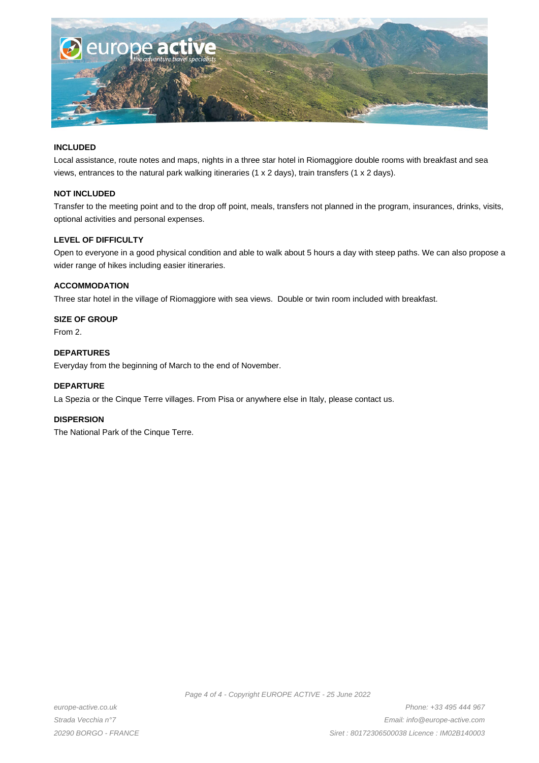### INCLUDED

Local assistance, route notes and maps, nights in a three star hotel in Riomaggiore double rooms with breakfast and sea views, entrances to the natural park walking itineraries (1 x 2 days), train transfers (1 x 2 days).

### NOT INCLUDED

Transfer to the meeting point and to the drop off point, meals, transfers not planned in the program, insurances, drinks, visits, optional activities and personal expenses.

### LEVEL OF DIFFICULTY

Open to everyone in a good physical condition and able to walk about 5 hours a day with steep paths. We can also propose a wider range of hikes including easier itineraries.

### ACCOMMODATION

Three star hotel in the village of Riomaggiore with sea views.  Double or twin room included with breakfast.

### SIZE OF GROUP

From 2.

### DEPARTURES

Everyday from the beginning of March to the end of November.

### DEPARTURE

La Spezia or the Cinque Terre villages. From Pisa or anywhere else in Italy, please contact us.

### DISPERSION

The National Park of the Cinque Terre.